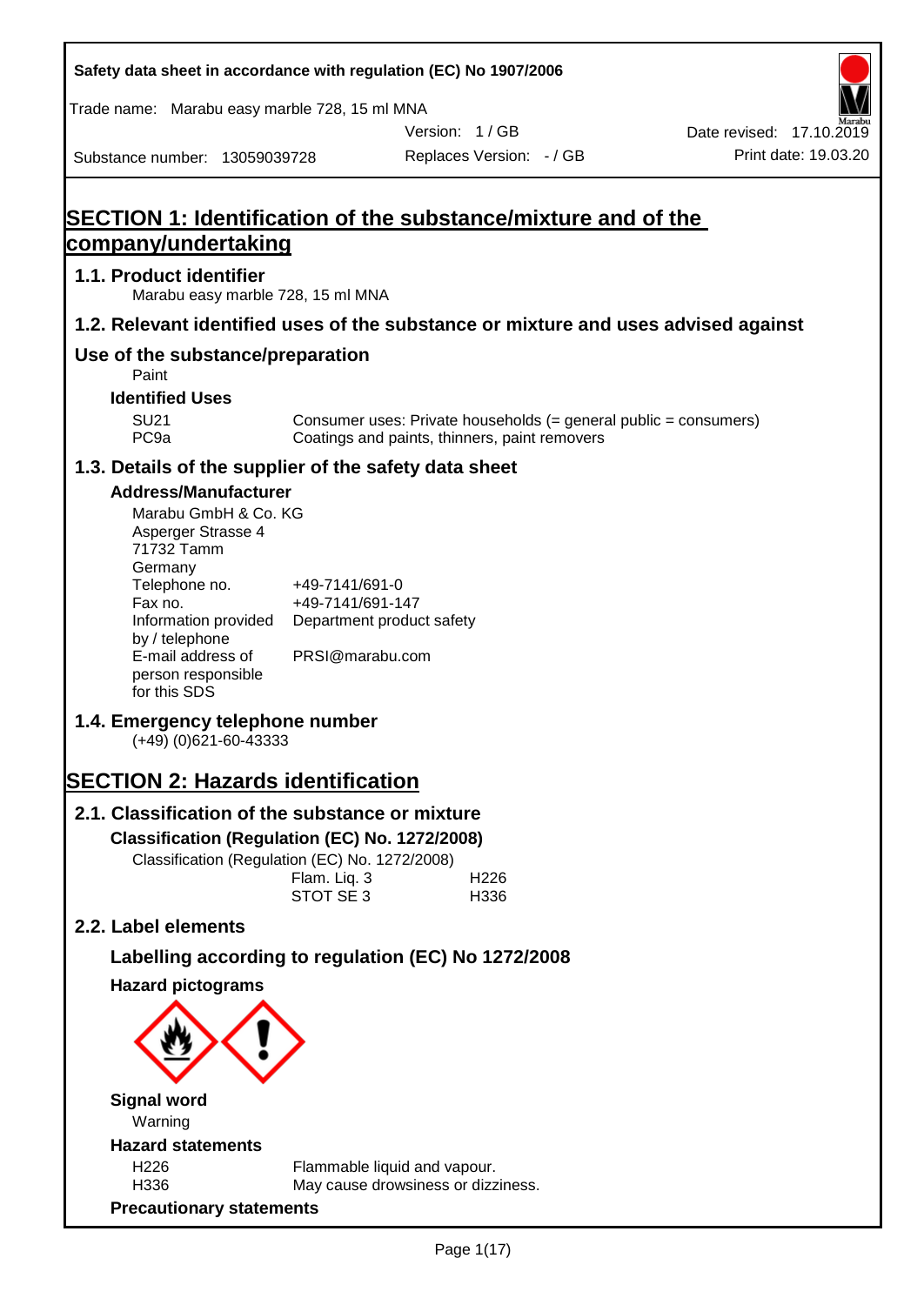Safety data sheet in accordance with regulation (EC) No 1907/2006

Trade name: Marabu easy marble 728, 15 ml MNA

Version: 1 / GB

Date revised: 17.10.2019

Substance number: 13059039728

Replaces Version: - / GB

Print date: 19.03.20

# SECTION 1: Identification of the substance/mixture and of the company/undertaking

## 1.1. Product identifier

Marabu easy marble 728, 15 ml MNA

## 1.2. Relevant identified uses of the substance or mixture and uses advised against

## Use of the substance/preparation

Paint

### Identified Uses

| | |
|---|---|
| SU21 | Consumer uses: Private households (= general public = consumers) |
| PC9a | Coatings and paints, thinners, paint removers |

## 1.3. Details of the supplier of the safety data sheet

### Address/Manufacturer

Marabu GmbH & Co. KG
Asperger Strasse 4
71732 Tamm
Germany

| | |
|---|---|
| Telephone no. | +49-7141/691-0 |
| Fax no. | +49-7141/691-147 |
| Information provided by / telephone | Department product safety |
| E-mail address of person responsible for this SDS | PRSI@marabu.com |

## 1.4. Emergency telephone number

(+49) (0)621-60-43333

# SECTION 2: Hazards identification

## 2.1. Classification of the substance or mixture

### Classification (Regulation (EC) No. 1272/2008)

Classification (Regulation (EC) No. 1272/2008)

| | |
|---|---|
| Flam. Liq. 3 | H226 |
| STOT SE 3 | H336 |

## 2.2. Label elements

### Labelling according to regulation (EC) No 1272/2008

### Hazard pictograms

### Signal word

Warning

### Hazard statements

| | |
|---|---|
| H226 | Flammable liquid and vapour. |
| H336 | May cause drowsiness or dizziness. |

### Precautionary statements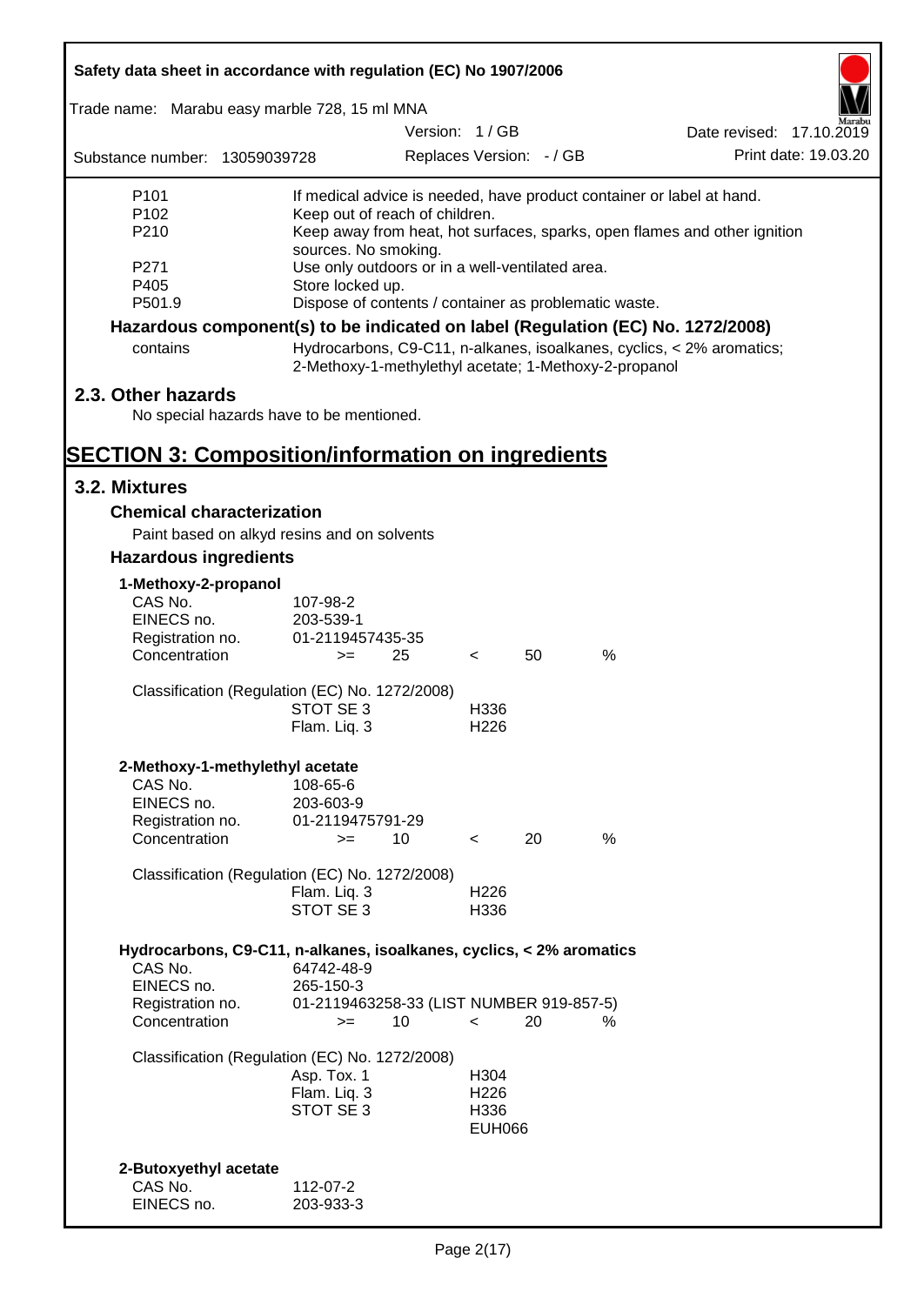| | |
|---|---|
| P101 | If medical advice is needed, have product container or label at hand. |
| P102 | Keep out of reach of children. |
| P210 | Keep away from heat, hot surfaces, sparks, open flames and other ignition sources. No smoking. |
| P271 | Use only outdoors or in a well-ventilated area. |
| P405 | Store locked up. |
| P501.9 | Dispose of contents / container as problematic waste. |

**Hazardous component(s) to be indicated on label (Regulation (EC) No. 1272/2008)**

| | |
|---|---|
| contains | Hydrocarbons, C9-C11, n-alkanes, isoalkanes, cyclics, < 2% aromatics; 2-Methoxy-1-methylethyl acetate; 1-Methoxy-2-propanol |

## 2.3. Other hazards

No special hazards have to be mentioned.

# SECTION 3: Composition/information on ingredients

## 3.2. Mixtures

### Chemical characterization

Paint based on alkyd resins and on solvents

### Hazardous ingredients

**1-Methoxy-2-propanol**

| | |
|---|---|
| CAS No. | 107-98-2 |
| EINECS no. | 203-539-1 |
| Registration no. | 01-2119457435-35 |
| Concentration | >= 25 < 50 % |

Classification (Regulation (EC) No. 1272/2008)

| | |
|---|---|
| STOT SE 3 | H336 |
| Flam. Liq. 3 | H226 |

**2-Methoxy-1-methylethyl acetate**

| | |
|---|---|
| CAS No. | 108-65-6 |
| EINECS no. | 203-603-9 |
| Registration no. | 01-2119475791-29 |
| Concentration | >= 10 < 20 % |

Classification (Regulation (EC) No. 1272/2008)

| | |
|---|---|
| Flam. Liq. 3 | H226 |
| STOT SE 3 | H336 |

**Hydrocarbons, C9-C11, n-alkanes, isoalkanes, cyclics, < 2% aromatics**

| | |
|---|---|
| CAS No. | 64742-48-9 |
| EINECS no. | 265-150-3 |
| Registration no. | 01-2119463258-33 (LIST NUMBER 919-857-5) |
| Concentration | >= 10 < 20 % |

Classification (Regulation (EC) No. 1272/2008)

| | |
|---|---|
| Asp. Tox. 1 | H304 |
| Flam. Liq. 3 | H226 |
| STOT SE 3 | H336 |
| | EUH066 |

**2-Butoxyethyl acetate**

| | |
|---|---|
| CAS No. | 112-07-2 |
| EINECS no. | 203-933-3 |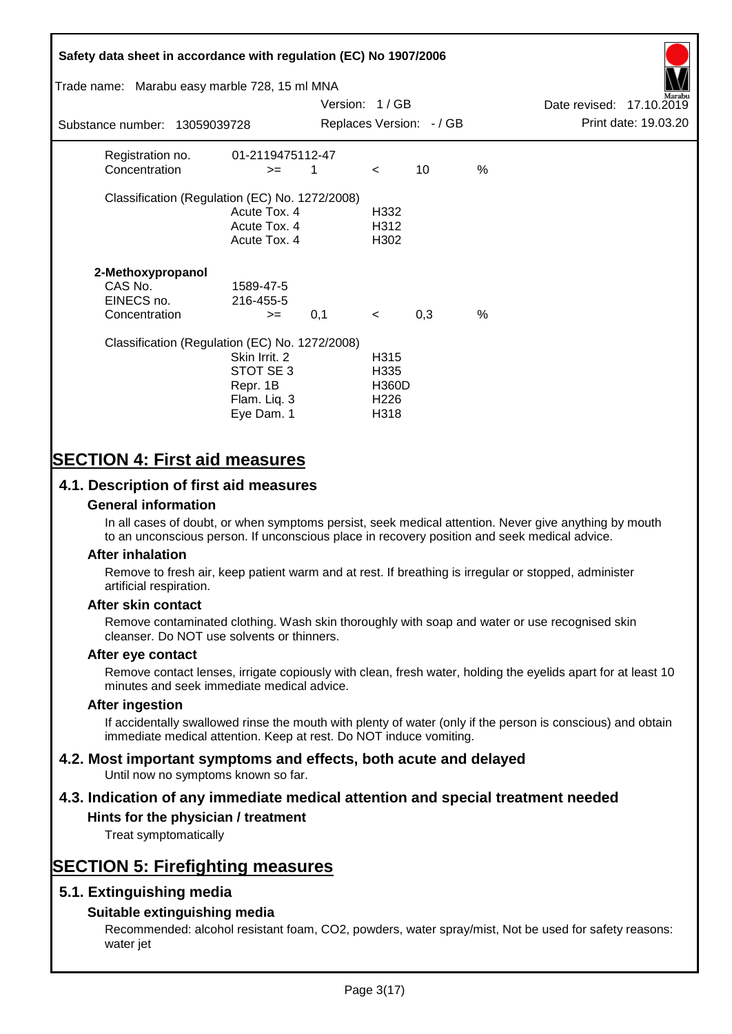| | | | | | |
|---|---|---|---|---|---|
| Registration no. | 01-2119475112-47 | | | | |
| Concentration | >= | 1 | < | 10 | % |

Classification (Regulation (EC) No. 1272/2008)

| | |
|---|---|
| Acute Tox. 4 | H332 |
| Acute Tox. 4 | H312 |
| Acute Tox. 4 | H302 |

**2-Methoxypropanol**

| | | | | | |
|---|---|---|---|---|---|
| CAS No. | 1589-47-5 | | | | |
| EINECS no. | 216-455-5 | | | | |
| Concentration | >= | 0,1 | < | 0,3 | % |

Classification (Regulation (EC) No. 1272/2008)

| | |
|---|---|
| Skin Irrit. 2 | H315 |
| STOT SE 3 | H335 |
| Repr. 1B | H360D |
| Flam. Liq. 3 | H226 |
| Eye Dam. 1 | H318 |

# SECTION 4: First aid measures

## 4.1. Description of first aid measures

### General information

In all cases of doubt, or when symptoms persist, seek medical attention. Never give anything by mouth to an unconscious person. If unconscious place in recovery position and seek medical advice.

### After inhalation

Remove to fresh air, keep patient warm and at rest. If breathing is irregular or stopped, administer artificial respiration.

### After skin contact

Remove contaminated clothing. Wash skin thoroughly with soap and water or use recognised skin cleanser. Do NOT use solvents or thinners.

### After eye contact

Remove contact lenses, irrigate copiously with clean, fresh water, holding the eyelids apart for at least 10 minutes and seek immediate medical advice.

### After ingestion

If accidentally swallowed rinse the mouth with plenty of water (only if the person is conscious) and obtain immediate medical attention. Keep at rest. Do NOT induce vomiting.

## 4.2. Most important symptoms and effects, both acute and delayed

Until now no symptoms known so far.

## 4.3. Indication of any immediate medical attention and special treatment needed

### Hints for the physician / treatment

Treat symptomatically

# SECTION 5: Firefighting measures

## 5.1. Extinguishing media

### Suitable extinguishing media

Recommended: alcohol resistant foam, CO2, powders, water spray/mist, Not be used for safety reasons: water jet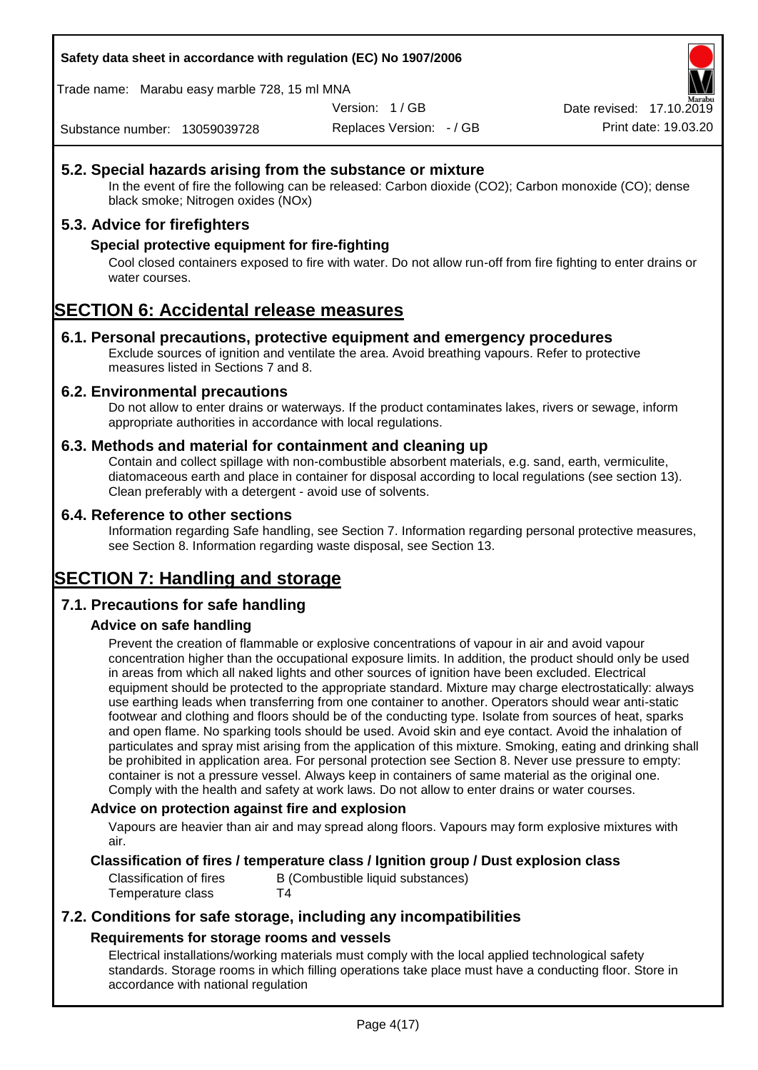## 5.2. Special hazards arising from the substance or mixture

In the event of fire the following can be released: Carbon dioxide ($CO_2$); Carbon monoxide (CO); dense black smoke; Nitrogen oxides (NOx)

## 5.3. Advice for firefighters

### Special protective equipment for fire-fighting

Cool closed containers exposed to fire with water. Do not allow run-off from fire fighting to enter drains or water courses.

# SECTION 6: Accidental release measures

## 6.1. Personal precautions, protective equipment and emergency procedures

Exclude sources of ignition and ventilate the area. Avoid breathing vapours. Refer to protective measures listed in Sections 7 and 8.

## 6.2. Environmental precautions

Do not allow to enter drains or waterways. If the product contaminates lakes, rivers or sewage, inform appropriate authorities in accordance with local regulations.

## 6.3. Methods and material for containment and cleaning up

Contain and collect spillage with non-combustible absorbent materials, e.g. sand, earth, vermiculite, diatomaceous earth and place in container for disposal according to local regulations (see section 13). Clean preferably with a detergent - avoid use of solvents.

## 6.4. Reference to other sections

Information regarding Safe handling, see Section 7. Information regarding personal protective measures, see Section 8. Information regarding waste disposal, see Section 13.

# SECTION 7: Handling and storage

## 7.1. Precautions for safe handling

### Advice on safe handling

Prevent the creation of flammable or explosive concentrations of vapour in air and avoid vapour concentration higher than the occupational exposure limits. In addition, the product should only be used in areas from which all naked lights and other sources of ignition have been excluded. Electrical equipment should be protected to the appropriate standard. Mixture may charge electrostatically: always use earthing leads when transferring from one container to another. Operators should wear anti-static footwear and clothing and floors should be of the conducting type. Isolate from sources of heat, sparks and open flame. No sparking tools should be used. Avoid skin and eye contact. Avoid the inhalation of particulates and spray mist arising from the application of this mixture. Smoking, eating and drinking shall be prohibited in application area. For personal protection see Section 8. Never use pressure to empty: container is not a pressure vessel. Always keep in containers of same material as the original one. Comply with the health and safety at work laws. Do not allow to enter drains or water courses.

### Advice on protection against fire and explosion

Vapours are heavier than air and may spread along floors. Vapours may form explosive mixtures with air.

### Classification of fires / temperature class / Ignition group / Dust explosion class

| | |
|---|---|
| Classification of fires | B (Combustible liquid substances) |
| Temperature class | T4 |

## 7.2. Conditions for safe storage, including any incompatibilities

### Requirements for storage rooms and vessels

Electrical installations/working materials must comply with the local applied technological safety standards. Storage rooms in which filling operations take place must have a conducting floor. Store in accordance with national regulation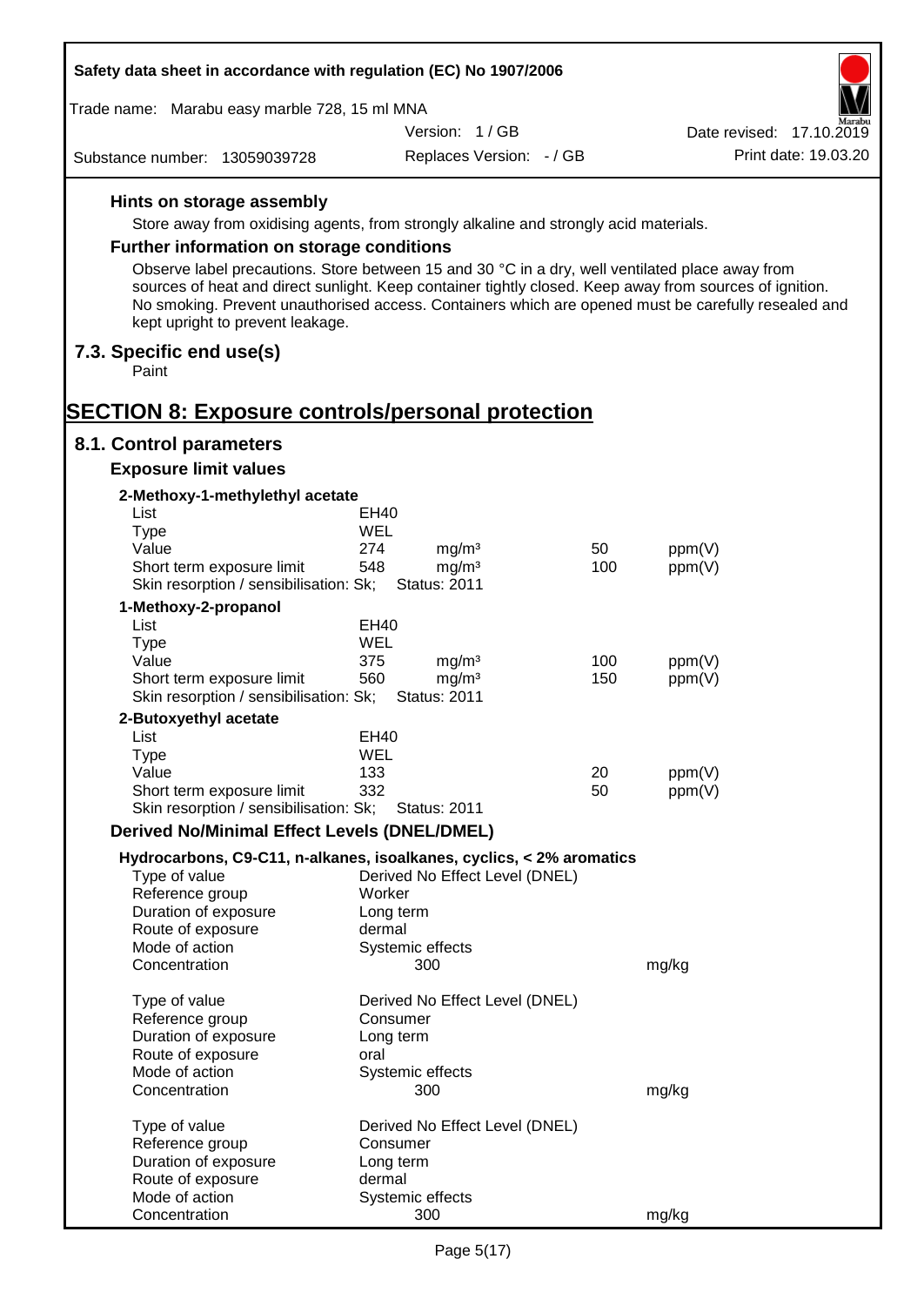#### Hints on storage assembly

Store away from oxidising agents, from strongly alkaline and strongly acid materials.

#### Further information on storage conditions

Observe label precautions. Store between 15 and 30 °C in a dry, well ventilated place away from sources of heat and direct sunlight. Keep container tightly closed. Keep away from sources of ignition. No smoking. Prevent unauthorised access. Containers which are opened must be carefully resealed and kept upright to prevent leakage.

### 7.3. Specific end use(s)

Paint

## SECTION 8: Exposure controls/personal protection

### 8.1. Control parameters

#### Exposure limit values

**2-Methoxy-1-methylethyl acetate**

| | | | | |
|---|---|---|---|---|
| List | EH40 | | | |
| Type | WEL | | | |
| Value | 274 | mg/m³ | 50 | ppm(V) |
| Short term exposure limit | 548 | mg/m³ | 100 | ppm(V) |
| Skin resorption / sensibilisation: Sk; | Status: 2011 | | | |

**1-Methoxy-2-propanol**

| | | | | |
|---|---|---|---|---|
| List | EH40 | | | |
| Type | WEL | | | |
| Value | 375 | mg/m³ | 100 | ppm(V) |
| Short term exposure limit | 560 | mg/m³ | 150 | ppm(V) |
| Skin resorption / sensibilisation: Sk; | Status: 2011 | | | |

**2-Butoxyethyl acetate**

| | | | | |
|---|---|---|---|---|
| List | EH40 | | | |
| Type | WEL | | | |
| Value | 133 | | 20 | ppm(V) |
| Short term exposure limit | 332 | | 50 | ppm(V) |
| Skin resorption / sensibilisation: Sk; | Status: 2011 | | | |

#### Derived No/Minimal Effect Levels (DNEL/DMEL)

**Hydrocarbons, C9-C11, n-alkanes, isoalkanes, cyclics, < 2% aromatics**

| | | |
|---|---|---|
| Type of value | Derived No Effect Level (DNEL) | |
| Reference group | Worker | |
| Duration of exposure | Long term | |
| Route of exposure | dermal | |
| Mode of action | Systemic effects | |
| Concentration | 300 | mg/kg |

| | | |
|---|---|---|
| Type of value | Derived No Effect Level (DNEL) | |
| Reference group | Consumer | |
| Duration of exposure | Long term | |
| Route of exposure | oral | |
| Mode of action | Systemic effects | |
| Concentration | 300 | mg/kg |

| | | |
|---|---|---|
| Type of value | Derived No Effect Level (DNEL) | |
| Reference group | Consumer | |
| Duration of exposure | Long term | |
| Route of exposure | dermal | |
| Mode of action | Systemic effects | |
| Concentration | 300 | mg/kg |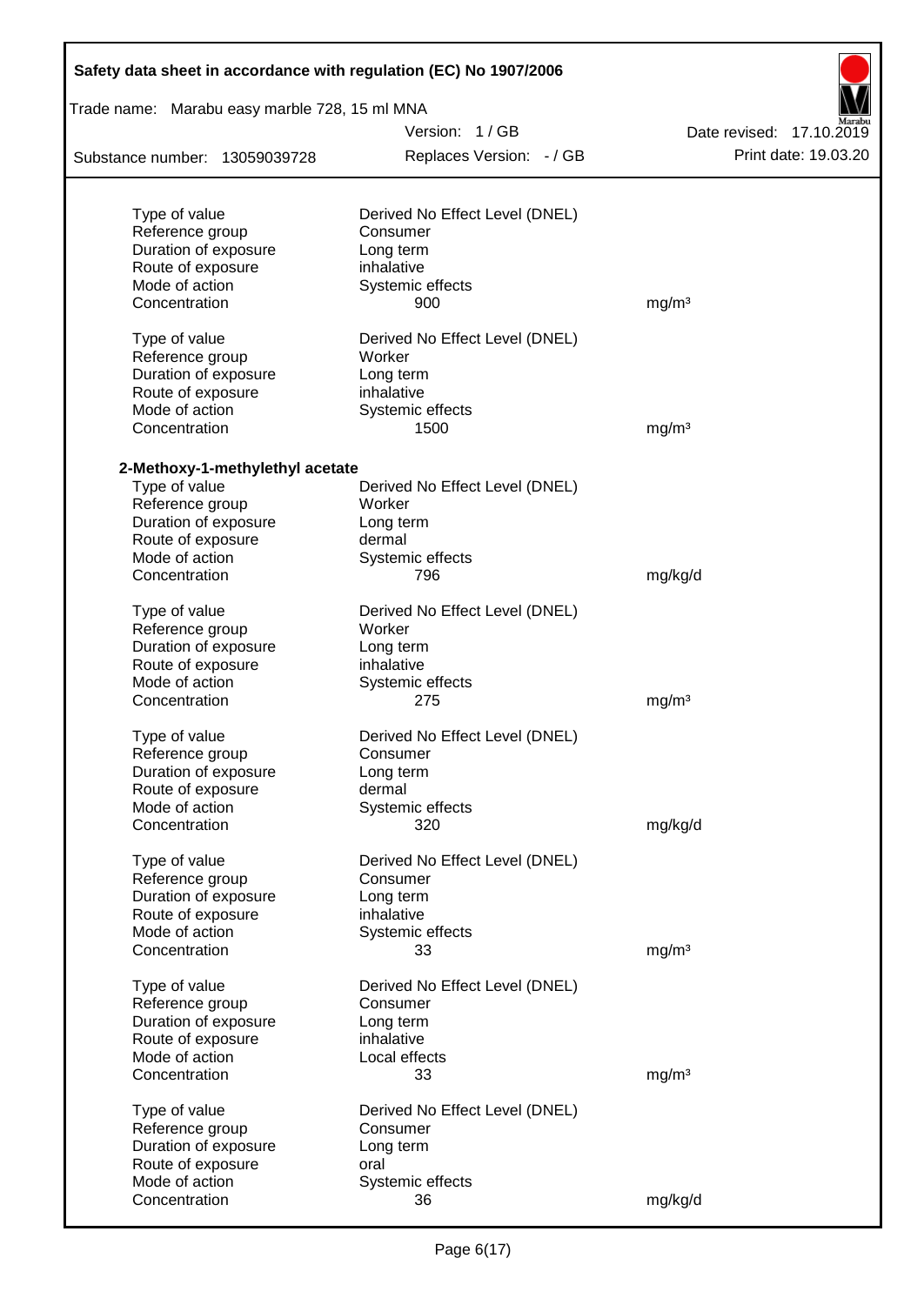| | | |
|---|---|---|
| Type of value | Derived No Effect Level (DNEL) | |
| Reference group | Consumer | |
| Duration of exposure | Long term | |
| Route of exposure | inhalative | |
| Mode of action | Systemic effects | |
| Concentration | 900 | mg/m³ |
| | | |
| Type of value | Derived No Effect Level (DNEL) | |
| Reference group | Worker | |
| Duration of exposure | Long term | |
| Route of exposure | inhalative | |
| Mode of action | Systemic effects | |
| Concentration | 1500 | mg/m³ |

**2-Methoxy-1-methylethyl acetate**

| | | |
|---|---|---|
| Type of value | Derived No Effect Level (DNEL) | |
| Reference group | Worker | |
| Duration of exposure | Long term | |
| Route of exposure | dermal | |
| Mode of action | Systemic effects | |
| Concentration | 796 | mg/kg/d |
| | | |
| Type of value | Derived No Effect Level (DNEL) | |
| Reference group | Worker | |
| Duration of exposure | Long term | |
| Route of exposure | inhalative | |
| Mode of action | Systemic effects | |
| Concentration | 275 | mg/m³ |
| | | |
| Type of value | Derived No Effect Level (DNEL) | |
| Reference group | Consumer | |
| Duration of exposure | Long term | |
| Route of exposure | dermal | |
| Mode of action | Systemic effects | |
| Concentration | 320 | mg/kg/d |
| | | |
| Type of value | Derived No Effect Level (DNEL) | |
| Reference group | Consumer | |
| Duration of exposure | Long term | |
| Route of exposure | inhalative | |
| Mode of action | Systemic effects | |
| Concentration | 33 | mg/m³ |
| | | |
| Type of value | Derived No Effect Level (DNEL) | |
| Reference group | Consumer | |
| Duration of exposure | Long term | |
| Route of exposure | inhalative | |
| Mode of action | Local effects | |
| Concentration | 33 | mg/m³ |
| | | |
| Type of value | Derived No Effect Level (DNEL) | |
| Reference group | Consumer | |
| Duration of exposure | Long term | |
| Route of exposure | oral | |
| Mode of action | Systemic effects | |
| Concentration | 36 | mg/kg/d |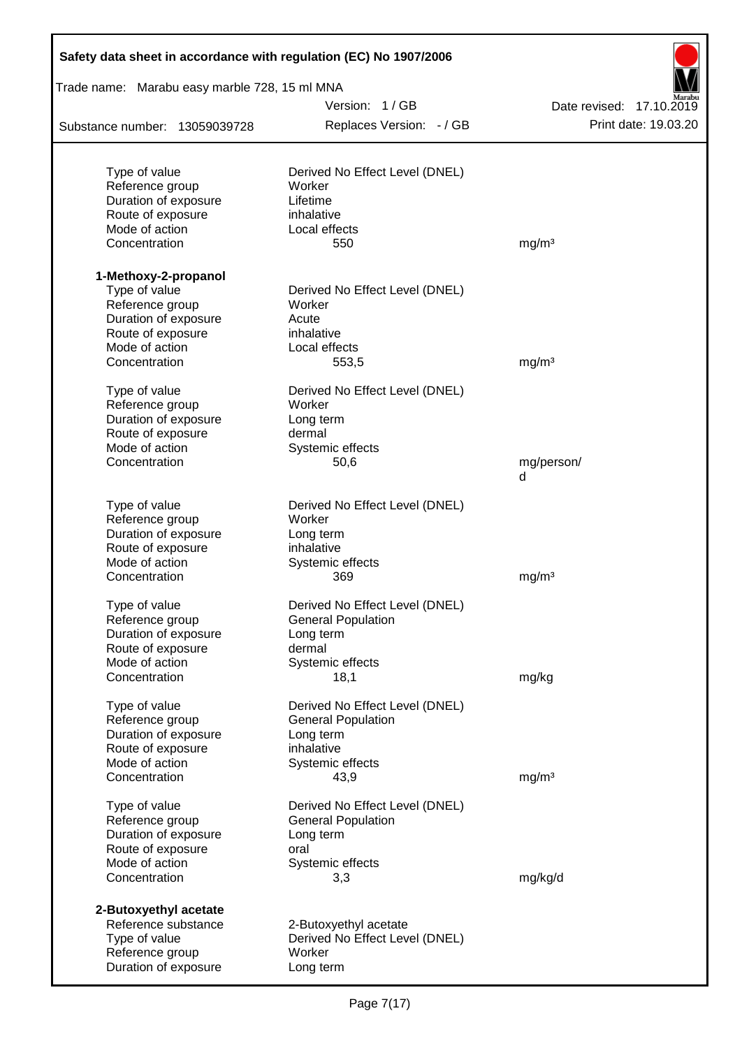| | | |
|---|---|---|
| Type of value | Derived No Effect Level (DNEL) | |
| Reference group | Worker | |
| Duration of exposure | Lifetime | |
| Route of exposure | inhalative | |
| Mode of action | Local effects | |
| Concentration | 550 | mg/m³ |

**1-Methoxy-2-propanol**

| | | |
|---|---|---|
| Type of value | Derived No Effect Level (DNEL) | |
| Reference group | Worker | |
| Duration of exposure | Acute | |
| Route of exposure | inhalative | |
| Mode of action | Local effects | |
| Concentration | 553,5 | mg/m³ |

| | | |
|---|---|---|
| Type of value | Derived No Effect Level (DNEL) | |
| Reference group | Worker | |
| Duration of exposure | Long term | |
| Route of exposure | dermal | |
| Mode of action | Systemic effects | |
| Concentration | 50,6 | mg/person/d |

| | | |
|---|---|---|
| Type of value | Derived No Effect Level (DNEL) | |
| Reference group | Worker | |
| Duration of exposure | Long term | |
| Route of exposure | inhalative | |
| Mode of action | Systemic effects | |
| Concentration | 369 | mg/m³ |

| | | |
|---|---|---|
| Type of value | Derived No Effect Level (DNEL) | |
| Reference group | General Population | |
| Duration of exposure | Long term | |
| Route of exposure | dermal | |
| Mode of action | Systemic effects | |
| Concentration | 18,1 | mg/kg |

| | | |
|---|---|---|
| Type of value | Derived No Effect Level (DNEL) | |
| Reference group | General Population | |
| Duration of exposure | Long term | |
| Route of exposure | inhalative | |
| Mode of action | Systemic effects | |
| Concentration | 43,9 | mg/m³ |

| | | |
|---|---|---|
| Type of value | Derived No Effect Level (DNEL) | |
| Reference group | General Population | |
| Duration of exposure | Long term | |
| Route of exposure | oral | |
| Mode of action | Systemic effects | |
| Concentration | 3,3 | mg/kg/d |

**2-Butoxyethyl acetate**

| | |
|---|---|
| Reference substance | 2-Butoxyethyl acetate |
| Type of value | Derived No Effect Level (DNEL) |
| Reference group | Worker |
| Duration of exposure | Long term |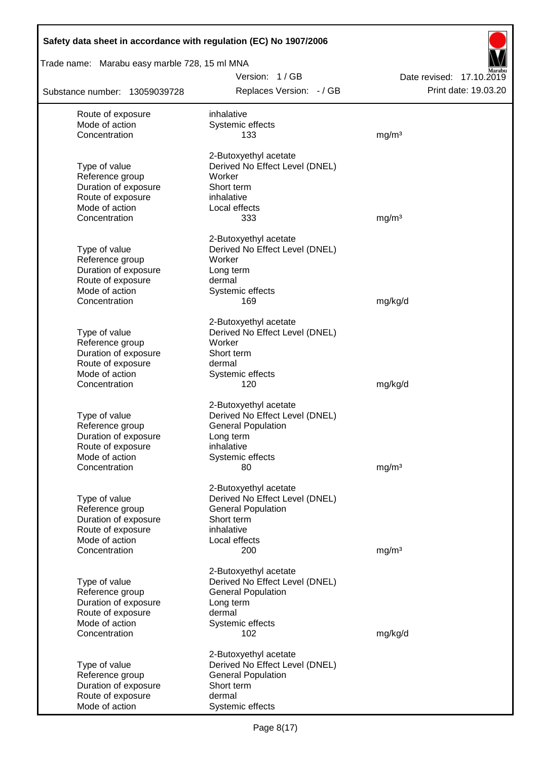| | | |
|---|---|---|
| Route of exposure | inhalative | |
| Mode of action | Systemic effects | |
| Concentration | 133 | mg/m³ |
| | 2-Butoxyethyl acetate | |
| Type of value | Derived No Effect Level (DNEL) | |
| Reference group | Worker | |
| Duration of exposure | Short term | |
| Route of exposure | inhalative | |
| Mode of action | Local effects | |
| Concentration | 333 | mg/m³ |
| | 2-Butoxyethyl acetate | |
| Type of value | Derived No Effect Level (DNEL) | |
| Reference group | Worker | |
| Duration of exposure | Long term | |
| Route of exposure | dermal | |
| Mode of action | Systemic effects | |
| Concentration | 169 | mg/kg/d |
| | 2-Butoxyethyl acetate | |
| Type of value | Derived No Effect Level (DNEL) | |
| Reference group | Worker | |
| Duration of exposure | Short term | |
| Route of exposure | dermal | |
| Mode of action | Systemic effects | |
| Concentration | 120 | mg/kg/d |
| | 2-Butoxyethyl acetate | |
| Type of value | Derived No Effect Level (DNEL) | |
| Reference group | General Population | |
| Duration of exposure | Long term | |
| Route of exposure | inhalative | |
| Mode of action | Systemic effects | |
| Concentration | 80 | mg/m³ |
| | 2-Butoxyethyl acetate | |
| Type of value | Derived No Effect Level (DNEL) | |
| Reference group | General Population | |
| Duration of exposure | Short term | |
| Route of exposure | inhalative | |
| Mode of action | Local effects | |
| Concentration | 200 | mg/m³ |
| | 2-Butoxyethyl acetate | |
| Type of value | Derived No Effect Level (DNEL) | |
| Reference group | General Population | |
| Duration of exposure | Long term | |
| Route of exposure | dermal | |
| Mode of action | Systemic effects | |
| Concentration | 102 | mg/kg/d |
| | 2-Butoxyethyl acetate | |
| Type of value | Derived No Effect Level (DNEL) | |
| Reference group | General Population | |
| Duration of exposure | Short term | |
| Route of exposure | dermal | |
| Mode of action | Systemic effects | |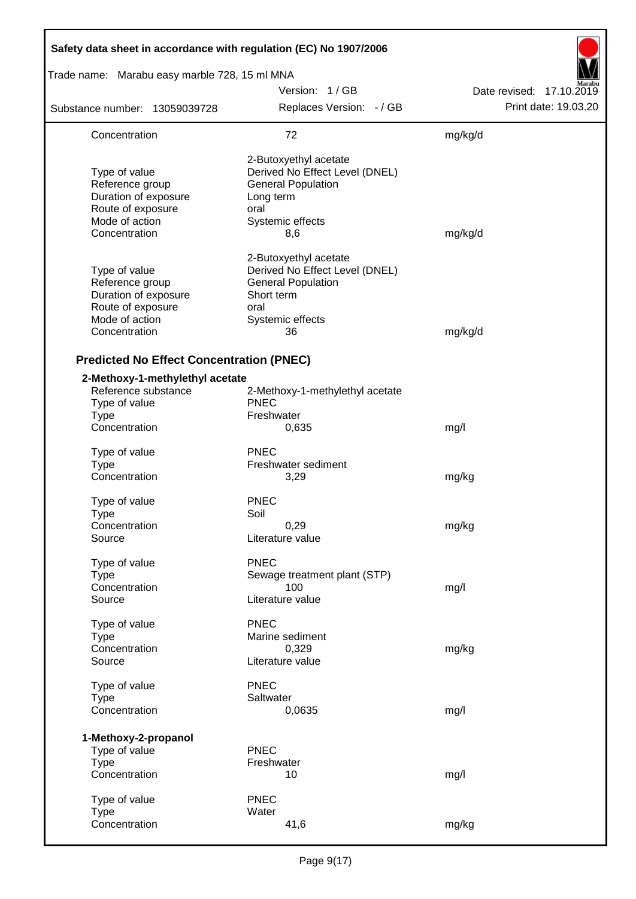| | | |
|---|---|---|
| Concentration | 72 | mg/kg/d |
| | 2-Butoxyethyl acetate | |
| Type of value | Derived No Effect Level (DNEL) | |
| Reference group | General Population | |
| Duration of exposure | Long term | |
| Route of exposure | oral | |
| Mode of action | Systemic effects | |
| Concentration | 8,6 | mg/kg/d |
| | 2-Butoxyethyl acetate | |
| Type of value | Derived No Effect Level (DNEL) | |
| Reference group | General Population | |
| Duration of exposure | Short term | |
| Route of exposure | oral | |
| Mode of action | Systemic effects | |
| Concentration | 36 | mg/kg/d |

### Predicted No Effect Concentration (PNEC)

**2-Methoxy-1-methylethyl acetate**

| | | |
|---|---|---|
| Reference substance | 2-Methoxy-1-methylethyl acetate | |
| Type of value | PNEC | |
| Type | Freshwater | |
| Concentration | 0,635 | mg/l |
| Type of value | PNEC | |
| Type | Freshwater sediment | |
| Concentration | 3,29 | mg/kg |
| Type of value | PNEC | |
| Type | Soil | |
| Concentration | 0,29 | mg/kg |
| Source | Literature value | |
| Type of value | PNEC | |
| Type | Sewage treatment plant (STP) | |
| Concentration | 100 | mg/l |
| Source | Literature value | |
| Type of value | PNEC | |
| Type | Marine sediment | |
| Concentration | 0,329 | mg/kg |
| Source | Literature value | |
| Type of value | PNEC | |
| Type | Saltwater | |
| Concentration | 0,0635 | mg/l |

**1-Methoxy-2-propanol**

| | | |
|---|---|---|
| Type of value | PNEC | |
| Type | Freshwater | |
| Concentration | 10 | mg/l |
| Type of value | PNEC | |
| Type | Water | |
| Concentration | 41,6 | mg/kg |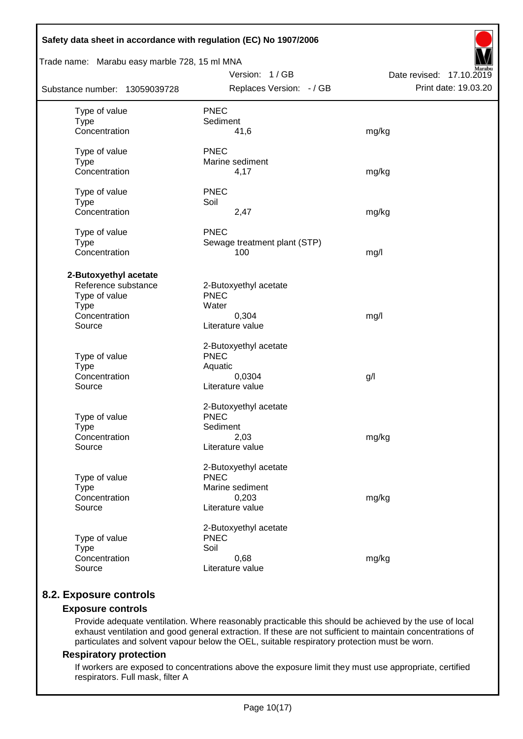| | | |
|---|---|---|
| Type of value | PNEC | |
| Type | Sediment | |
| Concentration | 41,6 | mg/kg |
| | | |
| Type of value | PNEC | |
| Type | Marine sediment | |
| Concentration | 4,17 | mg/kg |
| | | |
| Type of value | PNEC | |
| Type | Soil | |
| Concentration | 2,47 | mg/kg |
| | | |
| Type of value | PNEC | |
| Type | Sewage treatment plant (STP) | |
| Concentration | 100 | mg/l |

**2-Butoxyethyl acetate**

| | | |
|---|---|---|
| Reference substance | 2-Butoxyethyl acetate | |
| Type of value | PNEC | |
| Type | Water | |
| Concentration | 0,304 | mg/l |
| Source | Literature value | |
| | | |
| | 2-Butoxyethyl acetate | |
| Type of value | PNEC | |
| Type | Aquatic | |
| Concentration | 0,0304 | g/l |
| Source | Literature value | |
| | | |
| | 2-Butoxyethyl acetate | |
| Type of value | PNEC | |
| Type | Sediment | |
| Concentration | 2,03 | mg/kg |
| Source | Literature value | |
| | | |
| | 2-Butoxyethyl acetate | |
| Type of value | PNEC | |
| Type | Marine sediment | |
| Concentration | 0,203 | mg/kg |
| Source | Literature value | |
| | | |
| | 2-Butoxyethyl acetate | |
| Type of value | PNEC | |
| Type | Soil | |
| Concentration | 0,68 | mg/kg |
| Source | Literature value | |

## 8.2. Exposure controls

### Exposure controls

Provide adequate ventilation. Where reasonably practicable this should be achieved by the use of local exhaust ventilation and good general extraction. If these are not sufficient to maintain concentrations of particulates and solvent vapour below the OEL, suitable respiratory protection must be worn.

### Respiratory protection

If workers are exposed to concentrations above the exposure limit they must use appropriate, certified respirators. Full mask, filter A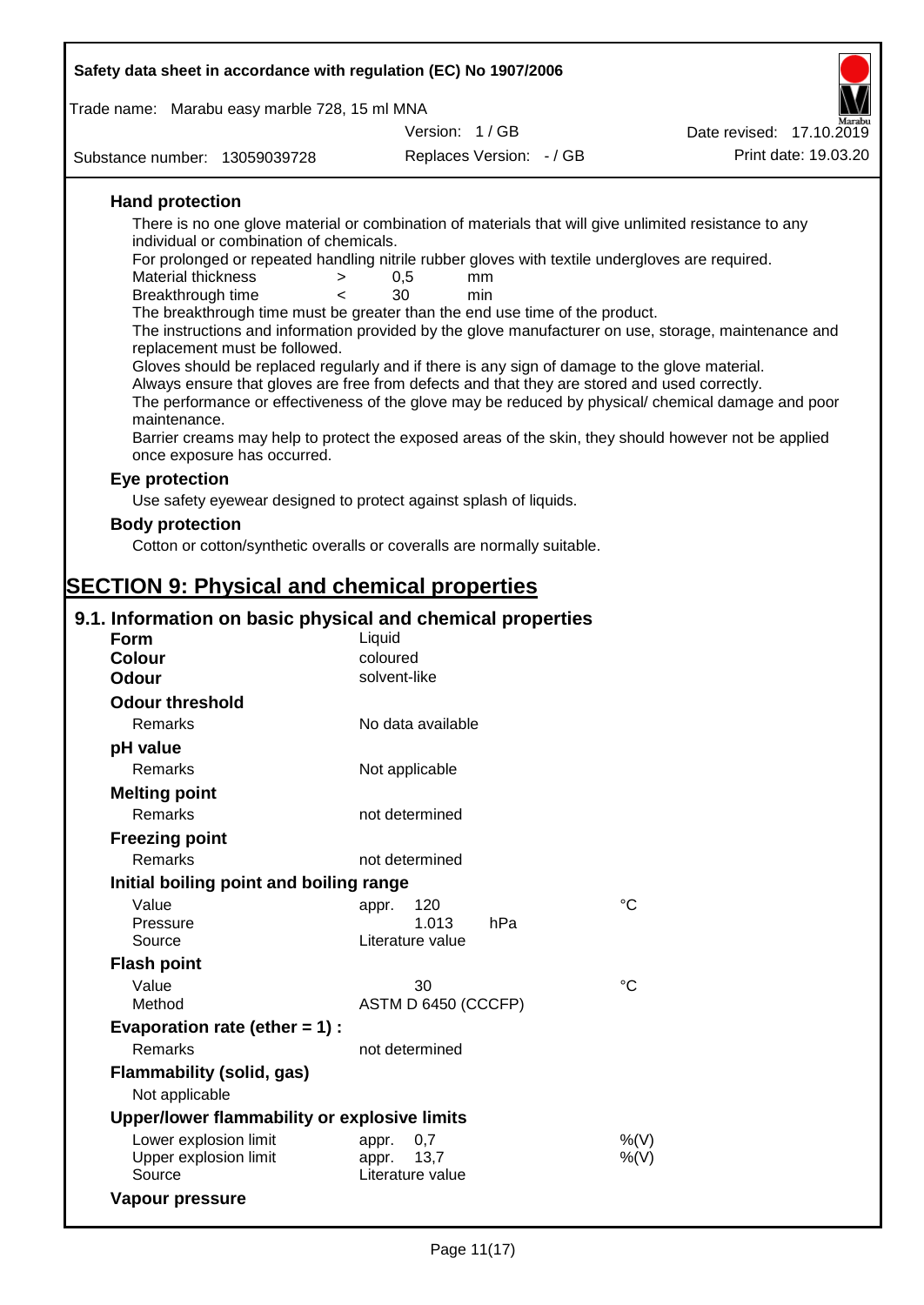**Hand protection**

There is no one glove material or combination of materials that will give unlimited resistance to any individual or combination of chemicals.

For prolonged or repeated handling nitrile rubber gloves with textile undergloves are required.

| | | | |
|---|---|---|---|
| Material thickness | > | 0,5 | mm |
| Breakthrough time | < | 30 | min |

The breakthrough time must be greater than the end use time of the product.

The instructions and information provided by the glove manufacturer on use, storage, maintenance and replacement must be followed.

Gloves should be replaced regularly and if there is any sign of damage to the glove material.

Always ensure that gloves are free from defects and that they are stored and used correctly.

The performance or effectiveness of the glove may be reduced by physical/ chemical damage and poor maintenance.

Barrier creams may help to protect the exposed areas of the skin, they should however not be applied once exposure has occurred.

**Eye protection**

Use safety eyewear designed to protect against splash of liquids.

**Body protection**

Cotton or cotton/synthetic overalls or coveralls are normally suitable.

# SECTION 9: Physical and chemical properties

## 9.1. Information on basic physical and chemical properties

| | | |
|---|---|---|
| **Form** | Liquid | |
| **Colour** | coloured | |
| **Odour** | solvent-like | |
| **Odour threshold** | | |
| Remarks | No data available | |
| **pH value** | | |
| Remarks | Not applicable | |
| **Melting point** | | |
| Remarks | not determined | |
| **Freezing point** | | |
| Remarks | not determined | |
| **Initial boiling point and boiling range** | | |
| Value | appr. 120 | °C |
| Pressure | 1.013 hPa | |
| Source | Literature value | |
| **Flash point** | | |
| Value | 30 | °C |
| Method | ASTM D 6450 (CCCFP) | |
| **Evaporation rate (ether = 1) :** | | |
| Remarks | not determined | |
| **Flammability (solid, gas)** | | |
| Not applicable | | |
| **Upper/lower flammability or explosive limits** | | |
| Lower explosion limit | appr. 0,7 | %(V) |
| Upper explosion limit | appr. 13,7 | %(V) |
| Source | Literature value | |
| **Vapour pressure** | | |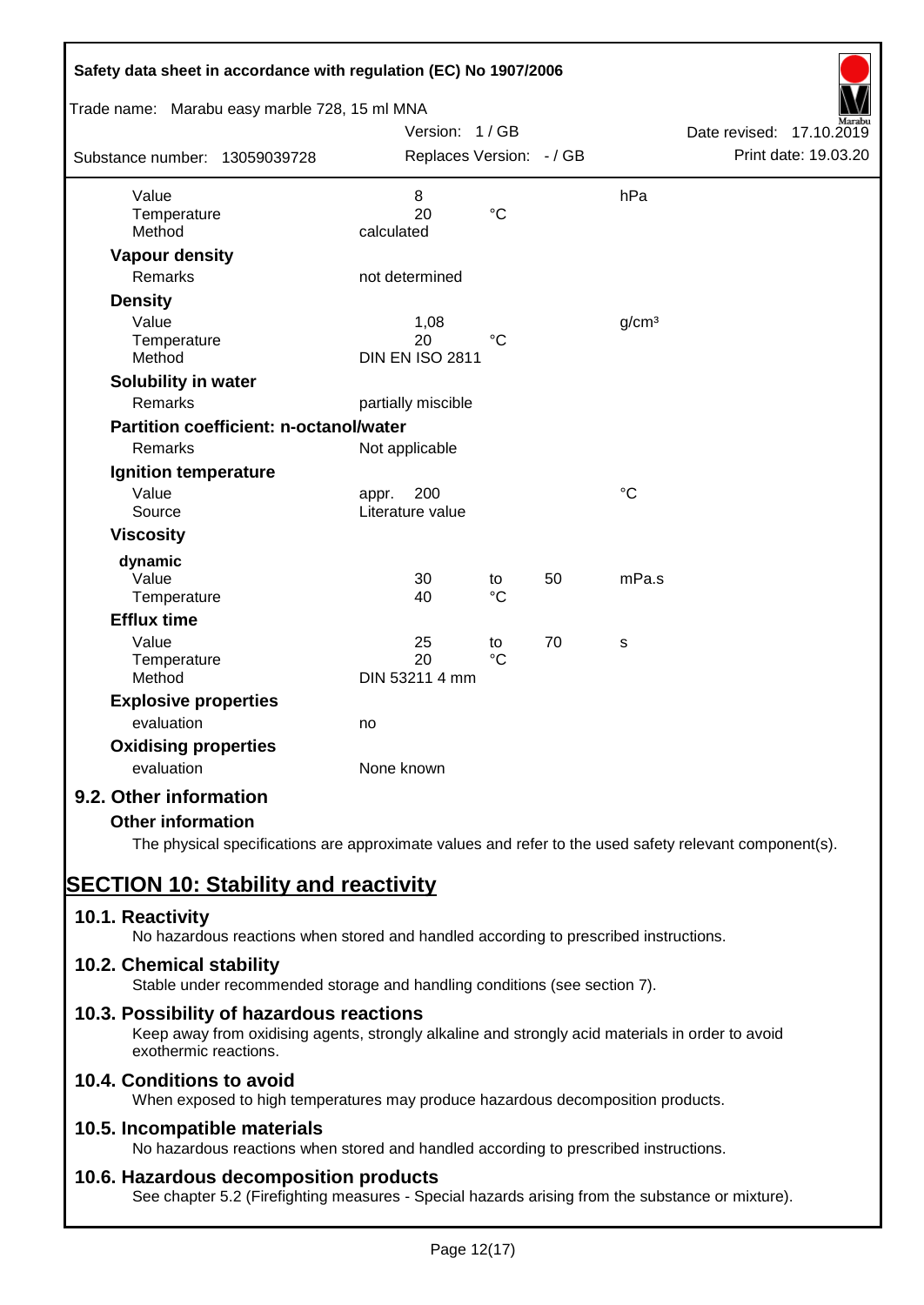| | | | | |
|---|---|---|---|---|
| Value | 8 | | | hPa |
| Temperature | 20 | °C | | |
| Method | calculated | | | |

**Vapour density**

| | |
|---|---|
| Remarks | not determined |

**Density**

| | | | |
|---|---|---|---|
| Value | 1,08 | | g/cm³ |
| Temperature | 20 | °C | |
| Method | DIN EN ISO 2811 | | |

**Solubility in water**

| | |
|---|---|
| Remarks | partially miscible |

**Partition coefficient: n-octanol/water**

| | |
|---|---|
| Remarks | Not applicable |

**Ignition temperature**

| | | |
|---|---|---|
| Value | appr. 200 | °C |
| Source | Literature value | |

**Viscosity**

**dynamic**

| | | | | |
|---|---|---|---|---|
| Value | 30 | to | 50 | mPa.s |
| Temperature | 40 | °C | | |

**Efflux time**

| | | | | |
|---|---|---|---|---|
| Value | 25 | to | 70 | s |
| Temperature | 20 | °C | | |
| Method | DIN 53211 4 mm | | | |

**Explosive properties**

| | |
|---|---|
| evaluation | no |

**Oxidising properties**

| | |
|---|---|
| evaluation | None known |

## 9.2. Other information

**Other information**

The physical specifications are approximate values and refer to the used safety relevant component(s).

# SECTION 10: Stability and reactivity

## 10.1. Reactivity

No hazardous reactions when stored and handled according to prescribed instructions.

## 10.2. Chemical stability

Stable under recommended storage and handling conditions (see section 7).

## 10.3. Possibility of hazardous reactions

Keep away from oxidising agents, strongly alkaline and strongly acid materials in order to avoid exothermic reactions.

## 10.4. Conditions to avoid

When exposed to high temperatures may produce hazardous decomposition products.

## 10.5. Incompatible materials

No hazardous reactions when stored and handled according to prescribed instructions.

## 10.6. Hazardous decomposition products

See chapter 5.2 (Firefighting measures - Special hazards arising from the substance or mixture).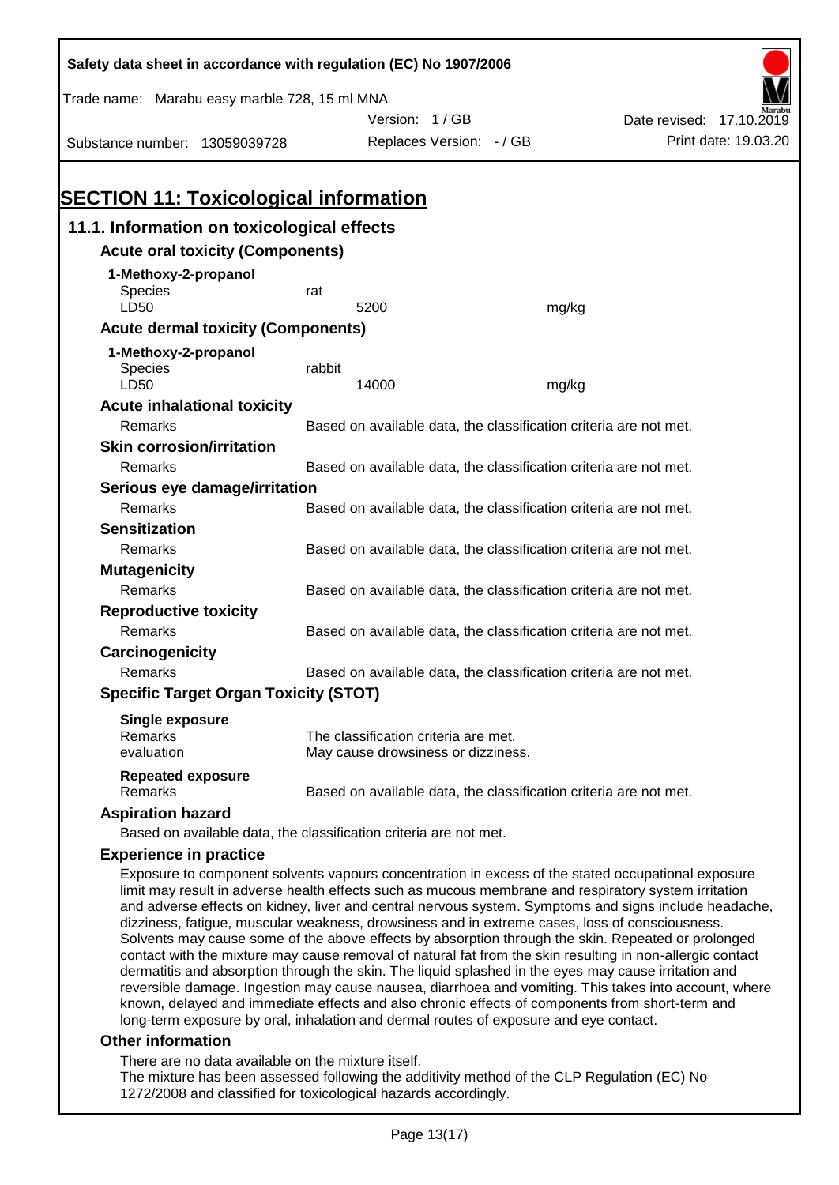Safety data sheet in accordance with regulation (EC) No 1907/2006

Trade name: Marabu easy marble 728, 15 ml MNA

Version: 1 / GB

Date revised: 17.10.2019

Substance number: 13059039728

Replaces Version: - / GB

Print date: 19.03.20

# SECTION 11: Toxicological information

## 11.1. Information on toxicological effects

### Acute oral toxicity (Components)

**1-Methoxy-2-propanol**

| | | |
|---|---|---|
| Species | rat | |
| LD50 | 5200 | mg/kg |

### Acute dermal toxicity (Components)

**1-Methoxy-2-propanol**

| | | |
|---|---|---|
| Species | rabbit | |
| LD50 | 14000 | mg/kg |

### Acute inhalational toxicity

Remarks: Based on available data, the classification criteria are not met.

### Skin corrosion/irritation

Remarks: Based on available data, the classification criteria are not met.

### Serious eye damage/irritation

Remarks: Based on available data, the classification criteria are not met.

### Sensitization

Remarks: Based on available data, the classification criteria are not met.

### Mutagenicity

Remarks: Based on available data, the classification criteria are not met.

### Reproductive toxicity

Remarks: Based on available data, the classification criteria are not met.

### Carcinogenicity

Remarks: Based on available data, the classification criteria are not met.

### Specific Target Organ Toxicity (STOT)

**Single exposure**

Remarks: The classification criteria are met.

evaluation: May cause drowsiness or dizziness.

**Repeated exposure**

Remarks: Based on available data, the classification criteria are not met.

### Aspiration hazard

Based on available data, the classification criteria are not met.

### Experience in practice

Exposure to component solvents vapours concentration in excess of the stated occupational exposure limit may result in adverse health effects such as mucous membrane and respiratory system irritation and adverse effects on kidney, liver and central nervous system. Symptoms and signs include headache, dizziness, fatigue, muscular weakness, drowsiness and in extreme cases, loss of consciousness. Solvents may cause some of the above effects by absorption through the skin. Repeated or prolonged contact with the mixture may cause removal of natural fat from the skin resulting in non-allergic contact dermatitis and absorption through the skin. The liquid splashed in the eyes may cause irritation and reversible damage. Ingestion may cause nausea, diarrhoea and vomiting. This takes into account, where known, delayed and immediate effects and also chronic effects of components from short-term and long-term exposure by oral, inhalation and dermal routes of exposure and eye contact.

### Other information

There are no data available on the mixture itself.
The mixture has been assessed following the additivity method of the CLP Regulation (EC) No 1272/2008 and classified for toxicological hazards accordingly.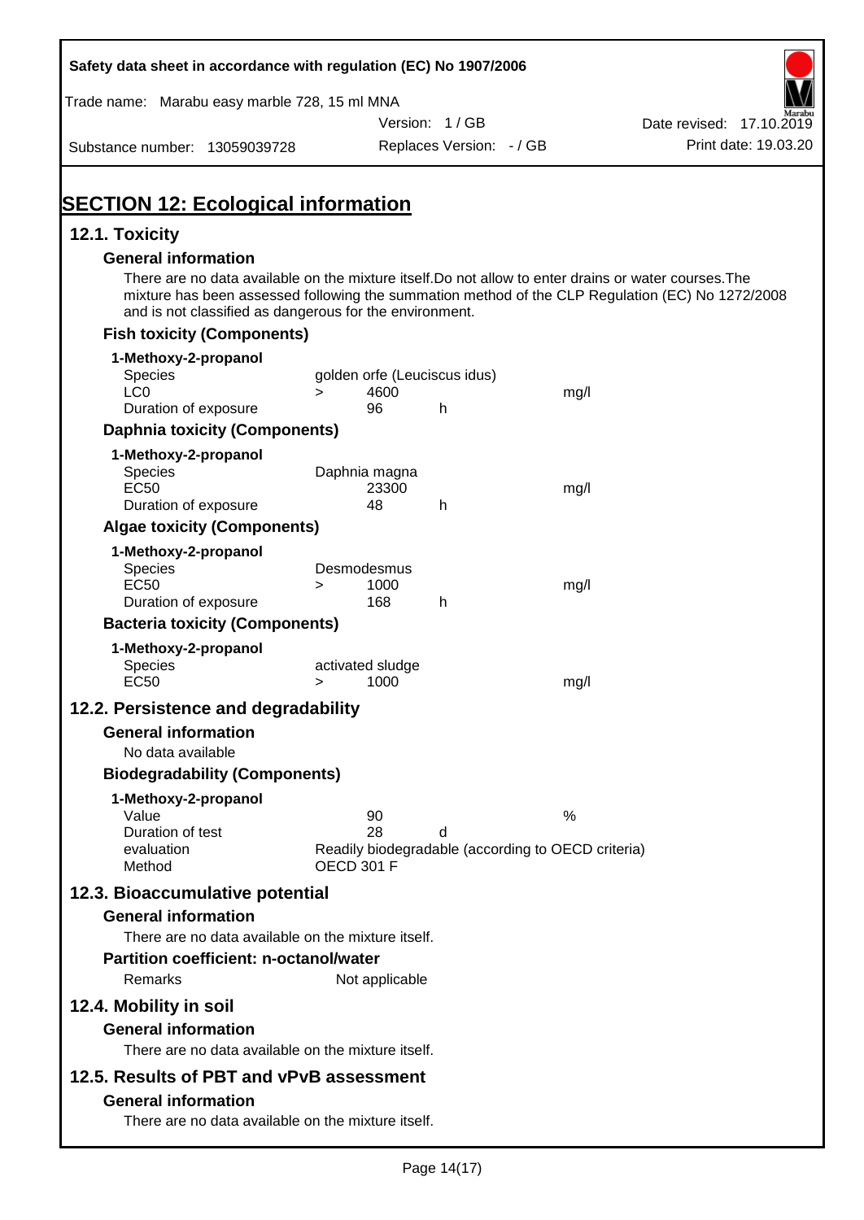Safety data sheet in accordance with regulation (EC) No 1907/2006

Trade name: Marabu easy marble 728, 15 ml MNA

Version: 1 / GB

Date revised: 17.10.2019

Substance number: 13059039728

Replaces Version: - / GB

Print date: 19.03.20

# SECTION 12: Ecological information

## 12.1. Toxicity

### General information

There are no data available on the mixture itself.Do not allow to enter drains or water courses.The mixture has been assessed following the summation method of the CLP Regulation (EC) No 1272/2008 and is not classified as dangerous for the environment.

### Fish toxicity (Components)

**1-Methoxy-2-propanol**

| | | | | |
|---|---|---|---|---|
| Species | golden orfe (Leuciscus idus) | | | |
| LC0 | > | 4600 | | mg/l |
| Duration of exposure | | 96 | h | |

### Daphnia toxicity (Components)

**1-Methoxy-2-propanol**

| | | | | |
|---|---|---|---|---|
| Species | Daphnia magna | | | |
| EC50 | | 23300 | | mg/l |
| Duration of exposure | | 48 | h | |

### Algae toxicity (Components)

**1-Methoxy-2-propanol**

| | | | | |
|---|---|---|---|---|
| Species | Desmodesmus | | | |
| EC50 | > | 1000 | | mg/l |
| Duration of exposure | | 168 | h | |

### Bacteria toxicity (Components)

**1-Methoxy-2-propanol**

| | | | | |
|---|---|---|---|---|
| Species | activated sludge | | | |
| EC50 | > | 1000 | | mg/l |

## 12.2. Persistence and degradability

### General information

No data available

### Biodegradability (Components)

**1-Methoxy-2-propanol**

| | | | |
|---|---|---|---|
| Value | 90 | | % |
| Duration of test | 28 | d | |
| evaluation | Readily biodegradable (according to OECD criteria) | | |
| Method | OECD 301 F | | |

## 12.3. Bioaccumulative potential

### General information

There are no data available on the mixture itself.

### Partition coefficient: n-octanol/water

Remarks: Not applicable

## 12.4. Mobility in soil

### General information

There are no data available on the mixture itself.

## 12.5. Results of PBT and vPvB assessment

### General information

There are no data available on the mixture itself.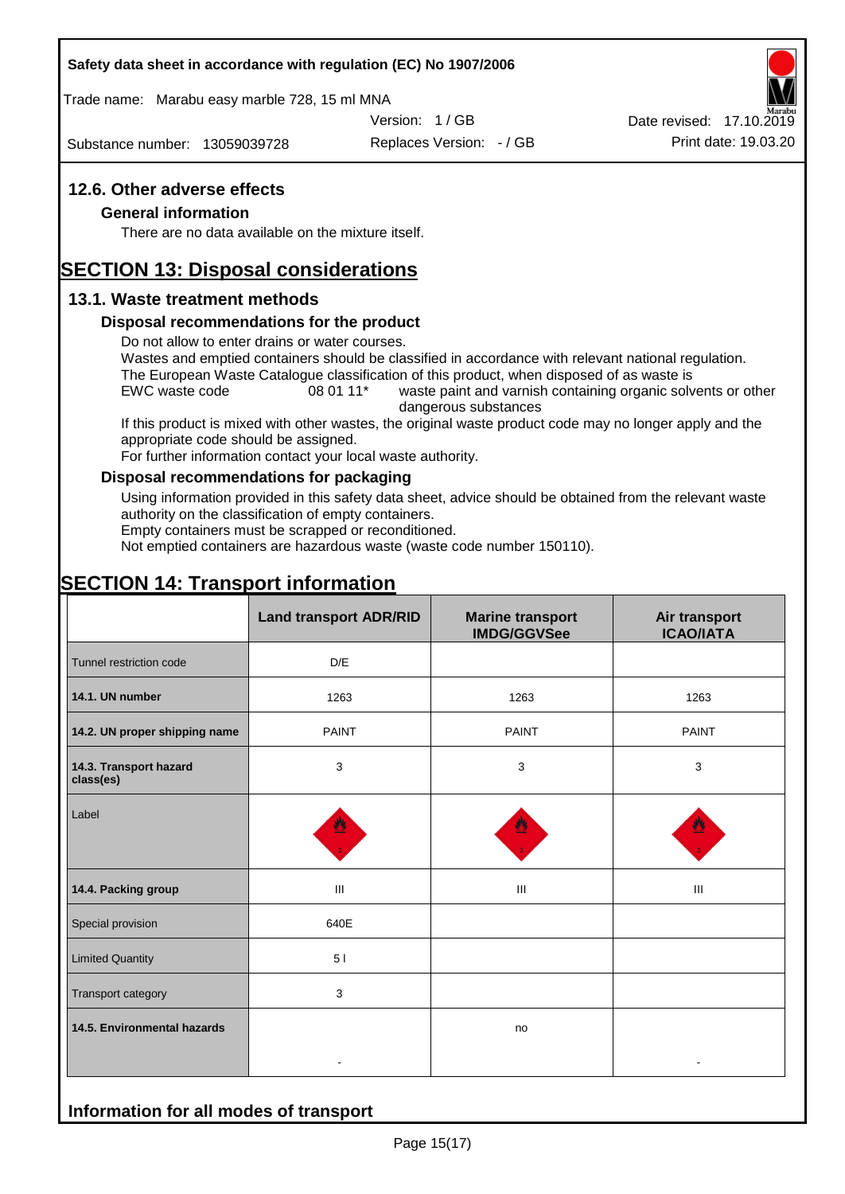## 12.6. Other adverse effects

### General information

There are no data available on the mixture itself.

# SECTION 13: Disposal considerations

## 13.1. Waste treatment methods

### Disposal recommendations for the product

Do not allow to enter drains or water courses.
Wastes and emptied containers should be classified in accordance with relevant national regulation.
The European Waste Catalogue classification of this product, when disposed of as waste is

| EWC waste code | 08 01 11* | waste paint and varnish containing organic solvents or other dangerous substances |
|---|---|---|

If this product is mixed with other wastes, the original waste product code may no longer apply and the appropriate code should be assigned.
For further information contact your local waste authority.

### Disposal recommendations for packaging

Using information provided in this safety data sheet, advice should be obtained from the relevant waste authority on the classification of empty containers.
Empty containers must be scrapped or reconditioned.
Not emptied containers are hazardous waste (waste code number 150110).

# SECTION 14: Transport information

| | Land transport ADR/RID | Marine transport IMDG/GGVSee | Air transport ICAO/IATA |
|---|---|---|---|
| Tunnel restriction code | D/E | | |
| **14.1. UN number** | 1263 | 1263 | 1263 |
| **14.2. UN proper shipping name** | PAINT | PAINT | PAINT |
| **14.3. Transport hazard class(es)** | 3 | 3 | 3 |
| Label | 3 | 3 | 3 |
| **14.4. Packing group** | III | III | III |
| Special provision | 640E | | |
| Limited Quantity | 5 l | | |
| Transport category | 3 | | |
| **14.5. Environmental hazards** | - | no | - |

## Information for all modes of transport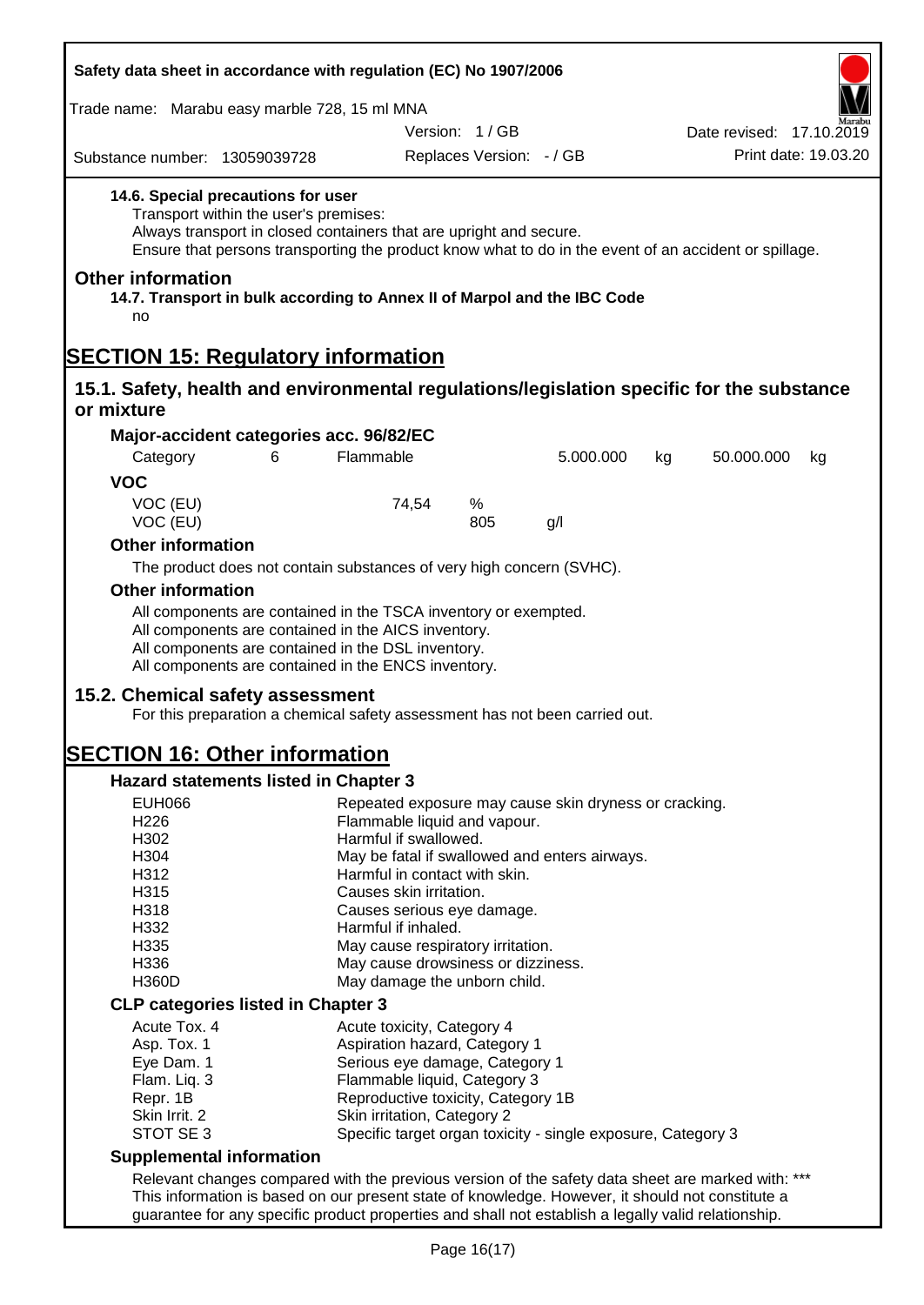#### 14.6. Special precautions for user

Transport within the user's premises:
Always transport in closed containers that are upright and secure.
Ensure that persons transporting the product know what to do in the event of an accident or spillage.

### Other information

#### 14.7. Transport in bulk according to Annex II of Marpol and the IBC Code

no

# SECTION 15: Regulatory information

## 15.1. Safety, health and environmental regulations/legislation specific for the substance or mixture

### Major-accident categories acc. 96/82/EC

| Category | 6 | Flammable | 5.000.000 | kg | 50.000.000 | kg |
|---|---|---|---|---|---|---|

### VOC

| | | |
|---|---|---|
| VOC (EU) | 74,54 | % |
| VOC (EU) | 805 | g/l |

### Other information

The product does not contain substances of very high concern (SVHC).

### Other information

All components are contained in the TSCA inventory or exempted.
All components are contained in the AICS inventory.
All components are contained in the DSL inventory.
All components are contained in the ENCS inventory.

## 15.2. Chemical safety assessment

For this preparation a chemical safety assessment has not been carried out.

# SECTION 16: Other information

### Hazard statements listed in Chapter 3

| | |
|---|---|
| EUH066 | Repeated exposure may cause skin dryness or cracking. |
| H226 | Flammable liquid and vapour. |
| H302 | Harmful if swallowed. |
| H304 | May be fatal if swallowed and enters airways. |
| H312 | Harmful in contact with skin. |
| H315 | Causes skin irritation. |
| H318 | Causes serious eye damage. |
| H332 | Harmful if inhaled. |
| H335 | May cause respiratory irritation. |
| H336 | May cause drowsiness or dizziness. |
| H360D | May damage the unborn child. |

### CLP categories listed in Chapter 3

| | |
|---|---|
| Acute Tox. 4 | Acute toxicity, Category 4 |
| Asp. Tox. 1 | Aspiration hazard, Category 1 |
| Eye Dam. 1 | Serious eye damage, Category 1 |
| Flam. Liq. 3 | Flammable liquid, Category 3 |
| Repr. 1B | Reproductive toxicity, Category 1B |
| Skin Irrit. 2 | Skin irritation, Category 2 |
| STOT SE 3 | Specific target organ toxicity - single exposure, Category 3 |

### Supplemental information

Relevant changes compared with the previous version of the safety data sheet are marked with: ***
This information is based on our present state of knowledge. However, it should not constitute a guarantee for any specific product properties and shall not establish a legally valid relationship.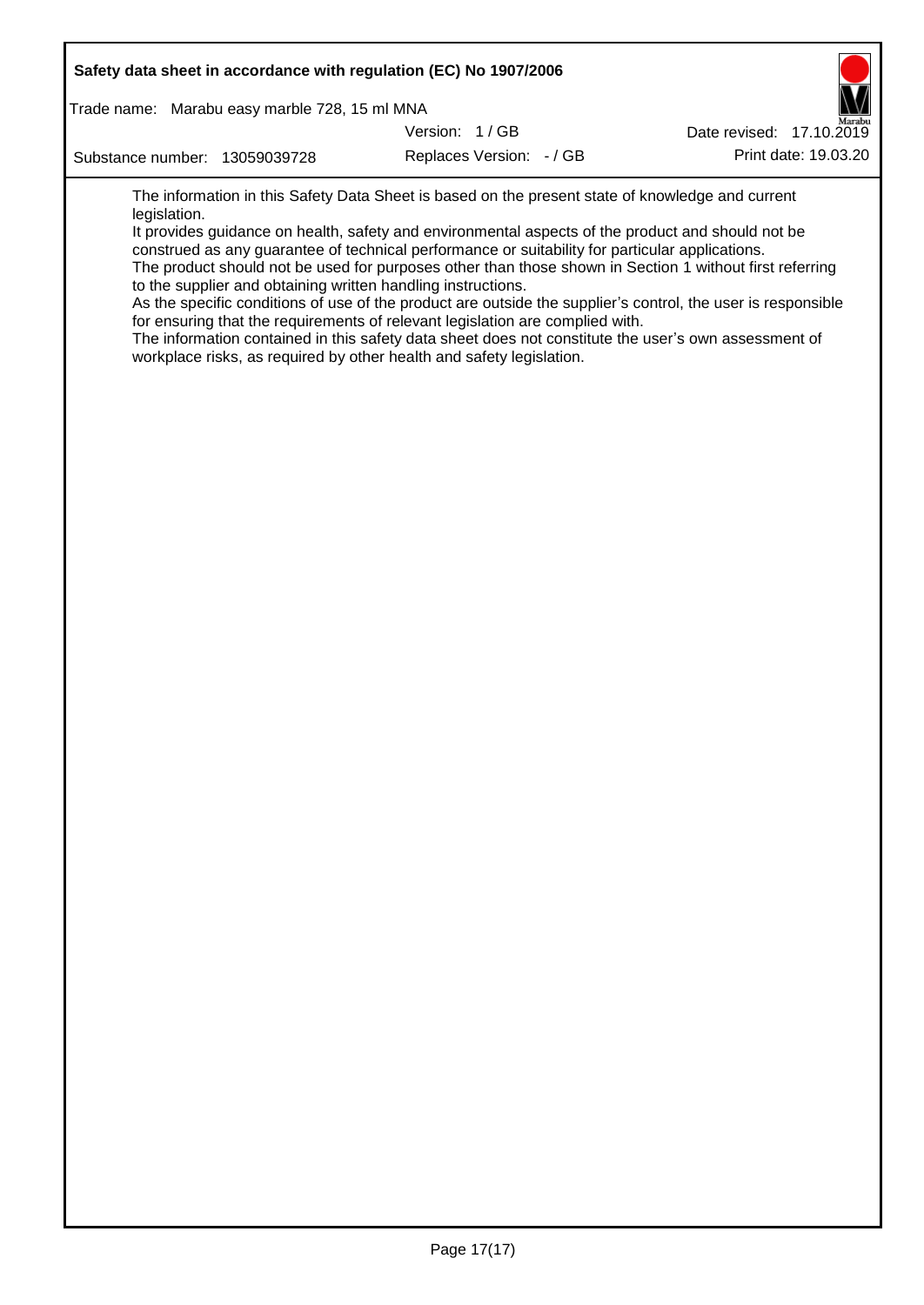The information in this Safety Data Sheet is based on the present state of knowledge and current legislation.
It provides guidance on health, safety and environmental aspects of the product and should not be construed as any guarantee of technical performance or suitability for particular applications.
The product should not be used for purposes other than those shown in Section 1 without first referring to the supplier and obtaining written handling instructions.
As the specific conditions of use of the product are outside the supplier's control, the user is responsible for ensuring that the requirements of relevant legislation are complied with.
The information contained in this safety data sheet does not constitute the user's own assessment of workplace risks, as required by other health and safety legislation.